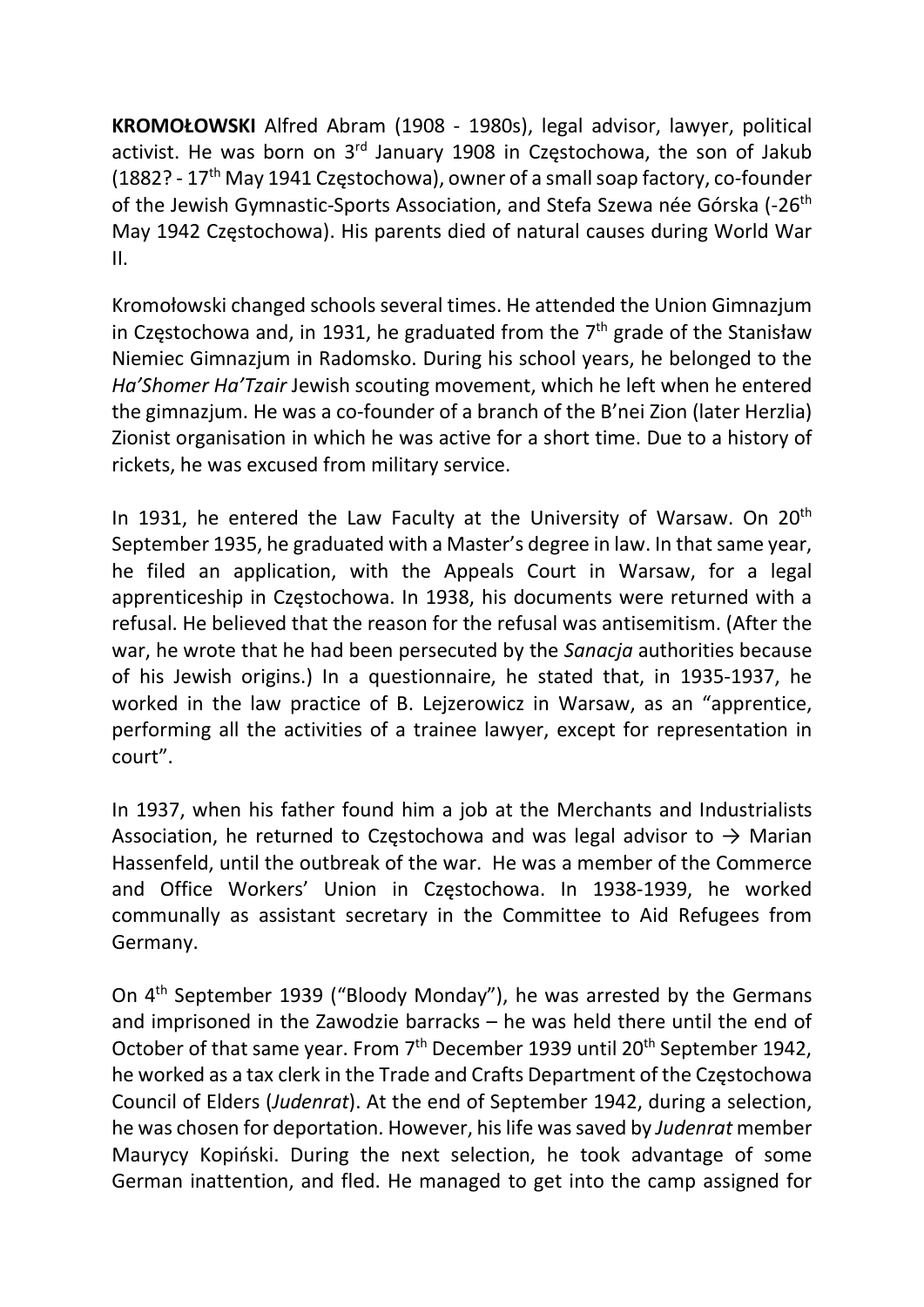**KROMOŁOWSKI** Alfred Abram (1908 - 1980s), legal advisor, lawyer, political activist. He was born on 3rd January 1908 in Częstochowa, the son of Jakub (1882? - 17th May 1941 Częstochowa), owner of a small soap factory, co-founder of the Jewish Gymnastic-Sports Association, and Stefa Szewa née Górska (-26th May 1942 Częstochowa). His parents died of natural causes during World War II.

Kromołowski changed schools several times. He attended the Union Gimnazjum in Częstochowa and, in 1931, he graduated from the 7th grade of the Stanisław Niemiec Gimnazjum in Radomsko. During his school years, he belonged to the *Ha'Shomer Ha'Tzair* Jewish scouting movement, which he left when he entered the gimnazjum. He was a co-founder of a branch of the B'nei Zion (later Herzlia) Zionist organisation in which he was active for a short time. Due to a history of rickets, he was excused from military service.

In 1931, he entered the Law Faculty at the University of Warsaw. On 20th September 1935, he graduated with a Master's degree in law. In that same year, he filed an application, with the Appeals Court in Warsaw, for a legal apprenticeship in Częstochowa. In 1938, his documents were returned with a refusal. He believed that the reason for the refusal was antisemitism. (After the war, he wrote that he had been persecuted by the *Sanacja* authorities because of his Jewish origins.) In a questionnaire, he stated that, in 1935-1937, he worked in the law practice of B. Lejzerowicz in Warsaw, as an "apprentice, performing all the activities of a trainee lawyer, except for representation in court".

In 1937, when his father found him a job at the Merchants and Industrialists Association, he returned to Częstochowa and was legal advisor to → Marian Hassenfeld, until the outbreak of the war. He was a member of the Commerce and Office Workers' Union in Częstochowa. In 1938-1939, he worked communally as assistant secretary in the Committee to Aid Refugees from Germany.

On 4th September 1939 ("Bloody Monday"), he was arrested by the Germans and imprisoned in the Zawodzie barracks – he was held there until the end of October of that same year. From 7th December 1939 until 20th September 1942, he worked as a tax clerk in the Trade and Crafts Department of the Częstochowa Council of Elders (*Judenrat*). At the end of September 1942, during a selection, he was chosen for deportation. However, his life was saved by *Judenrat* member Maurycy Kopiński. During the next selection, he took advantage of some German inattention, and fled. He managed to get into the camp assigned for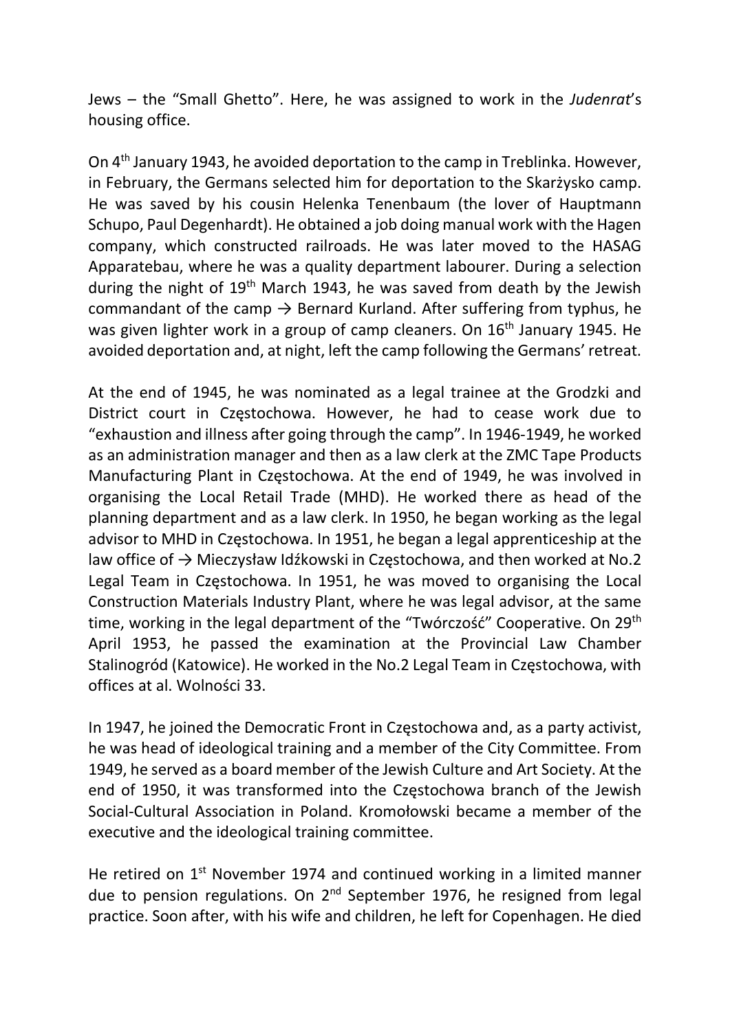Jews – the "Small Ghetto". Here, he was assigned to work in the *Judenrat*'s housing office.

On 4th January 1943, he avoided deportation to the camp in Treblinka. However, in February, the Germans selected him for deportation to the Skarżysko camp. He was saved by his cousin Helenka Tenenbaum (the lover of Hauptmann Schupo, Paul Degenhardt). He obtained a job doing manual work with the Hagen company, which constructed railroads. He was later moved to the HASAG Apparatebau, where he was a quality department labourer. During a selection during the night of 19th March 1943, he was saved from death by the Jewish commandant of the camp → Bernard Kurland. After suffering from typhus, he was given lighter work in a group of camp cleaners. On 16th January 1945. He avoided deportation and, at night, left the camp following the Germans' retreat.

At the end of 1945, he was nominated as a legal trainee at the Grodzki and District court in Częstochowa. However, he had to cease work due to "exhaustion and illness after going through the camp". In 1946-1949, he worked as an administration manager and then as a law clerk at the ZMC Tape Products Manufacturing Plant in Częstochowa. At the end of 1949, he was involved in organising the Local Retail Trade (MHD). He worked there as head of the planning department and as a law clerk. In 1950, he began working as the legal advisor to MHD in Częstochowa. In 1951, he began a legal apprenticeship at the law office of → Mieczysław Idźkowski in Częstochowa, and then worked at No.2 Legal Team in Częstochowa. In 1951, he was moved to organising the Local Construction Materials Industry Plant, where he was legal advisor, at the same time, working in the legal department of the "Twórczość" Cooperative. On 29th April 1953, he passed the examination at the Provincial Law Chamber Stalinogród (Katowice). He worked in the No.2 Legal Team in Częstochowa, with offices at al. Wolności 33.

In 1947, he joined the Democratic Front in Częstochowa and, as a party activist, he was head of ideological training and a member of the City Committee. From 1949, he served as a board member of the Jewish Culture and Art Society. At the end of 1950, it was transformed into the Częstochowa branch of the Jewish Social-Cultural Association in Poland. Kromołowski became a member of the executive and the ideological training committee.

He retired on 1st November 1974 and continued working in a limited manner due to pension regulations. On 2nd September 1976, he resigned from legal practice. Soon after, with his wife and children, he left for Copenhagen. He died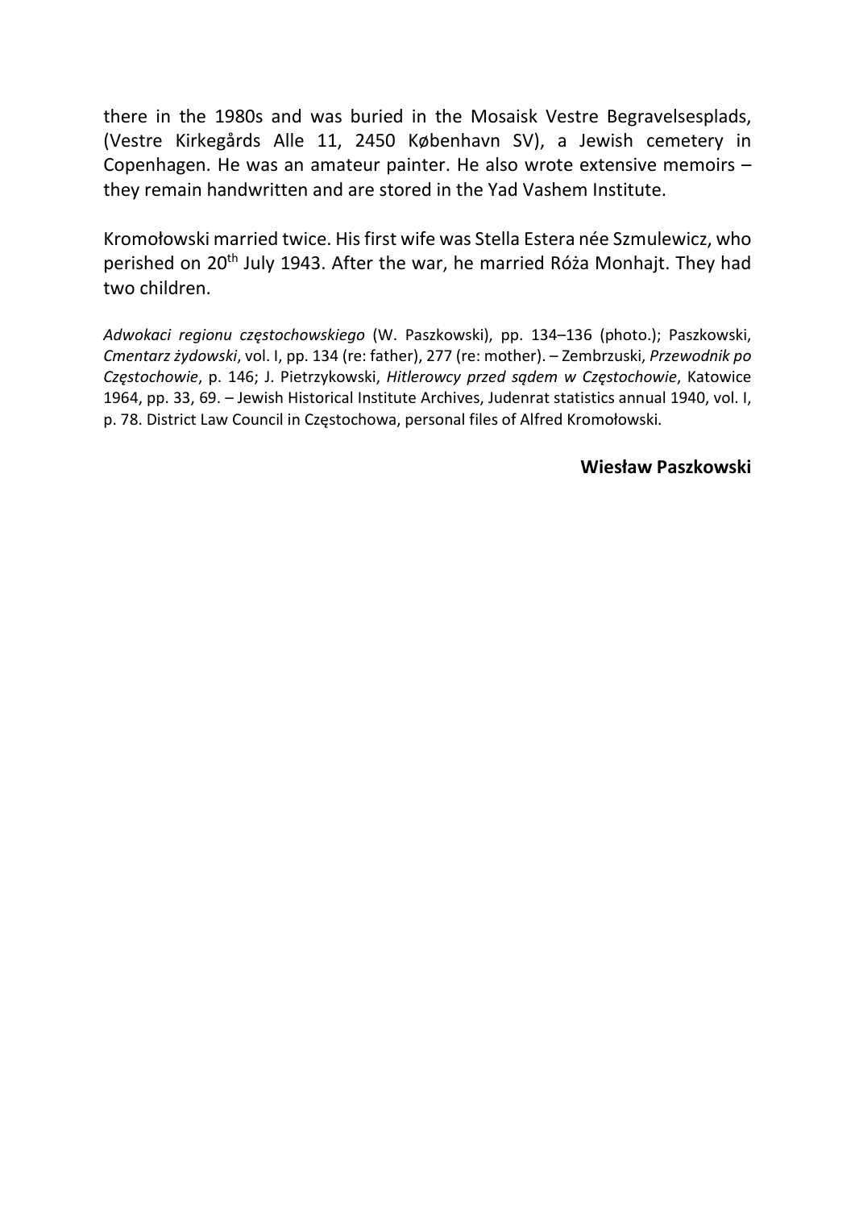there in the 1980s and was buried in the Mosaisk Vestre Begravelsesplads, (Vestre Kirkegårds Alle 11, 2450 København SV), a Jewish cemetery in Copenhagen. He was an amateur painter. He also wrote extensive memoirs – they remain handwritten and are stored in the Yad Vashem Institute.

Kromołowski married twice. His first wife was Stella Estera née Szmulewicz, who perished on 20th July 1943. After the war, he married Róża Monhajt. They had two children.

*Adwokaci regionu częstochowskiego* (W. Paszkowski), pp. 134–136 (photo.); Paszkowski, *Cmentarz żydowski*, vol. I, pp. 134 (re: father), 277 (re: mother). – Zembrzuski, *Przewodnik po Częstochowie*, p. 146; J. Pietrzykowski, *Hitlerowcy przed sądem w Częstochowie*, Katowice 1964, pp. 33, 69. – Jewish Historical Institute Archives, Judenrat statistics annual 1940, vol. I, p. 78. District Law Council in Częstochowa, personal files of Alfred Kromołowski.

**Wiesław Paszkowski**